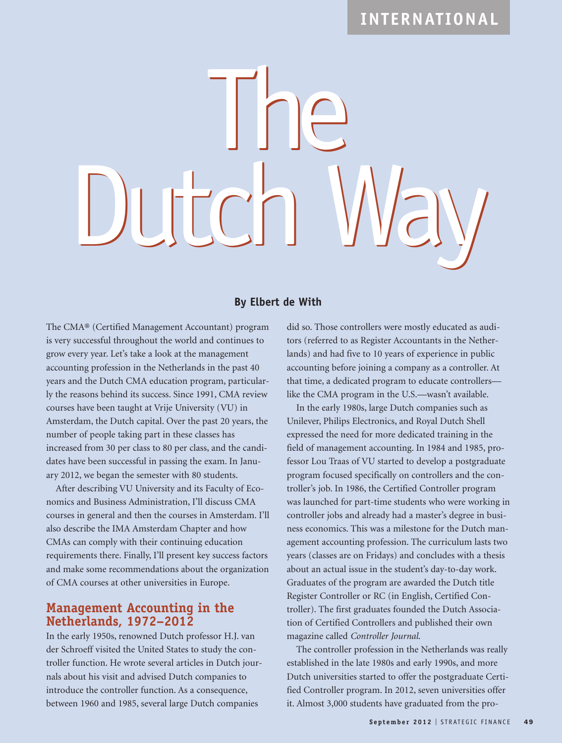INTERNATIONAL

# The Dutch Way

**By Elbert de With**

The CMA® (Certified Management Accountant) program is very successful throughout the world and continues to grow every year. Let's take a look at the management accounting profession in the Netherlands in the past 40 years and the Dutch CMA education program, particularly the reasons behind its success. Since 1991, CMA review courses have been taught at Vrije University (VU) in Amsterdam, the Dutch capital. Over the past 20 years, the number of people taking part in these classes has increased from 30 per class to 80 per class, and the candidates have been successful in passing the exam. In January 2012, we began the semester with 80 students.

After describing VU University and its Faculty of Economics and Business Administration, I'll discuss CMA courses in general and then the courses in Amsterdam. I'll also describe the IMA Amsterdam Chapter and how CMAs can comply with their continuing education requirements there. Finally, I'll present key success factors and make some recommendations about the organization of CMA courses at other universities in Europe.

## Management Accounting in the Netherlands, 1972–2012

In the early 1950s, renowned Dutch professor H.J. van der Schroeff visited the United States to study the controller function. He wrote several articles in Dutch journals about his visit and advised Dutch companies to introduce the controller function. As a consequence, between 1960 and 1985, several large Dutch companies did so. Those controllers were mostly educated as auditors (referred to as Register Accountants in the Netherlands) and had five to 10 years of experience in public accounting before joining a company as a controller. At that time, a dedicated program to educate controllers—like the CMA program in the U.S.—wasn't available.

In the early 1980s, large Dutch companies such as Unilever, Philips Electronics, and Royal Dutch Shell expressed the need for more dedicated training in the field of management accounting. In 1984 and 1985, professor Lou Traas of VU started to develop a postgraduate program focused specifically on controllers and the controller's job. In 1986, the Certified Controller program was launched for part-time students who were working in controller jobs and already had a master's degree in business economics. This was a milestone for the Dutch management accounting profession. The curriculum lasts two years (classes are on Fridays) and concludes with a thesis about an actual issue in the student's day-to-day work. Graduates of the program are awarded the Dutch title Register Controller or RC (in English, Certified Controller). The first graduates founded the Dutch Association of Certified Controllers and published their own magazine called *Controller Journal*.

The controller profession in the Netherlands was really established in the late 1980s and early 1990s, and more Dutch universities started to offer the postgraduate Certified Controller program. In 2012, seven universities offer it. Almost 3,000 students have graduated from the pro-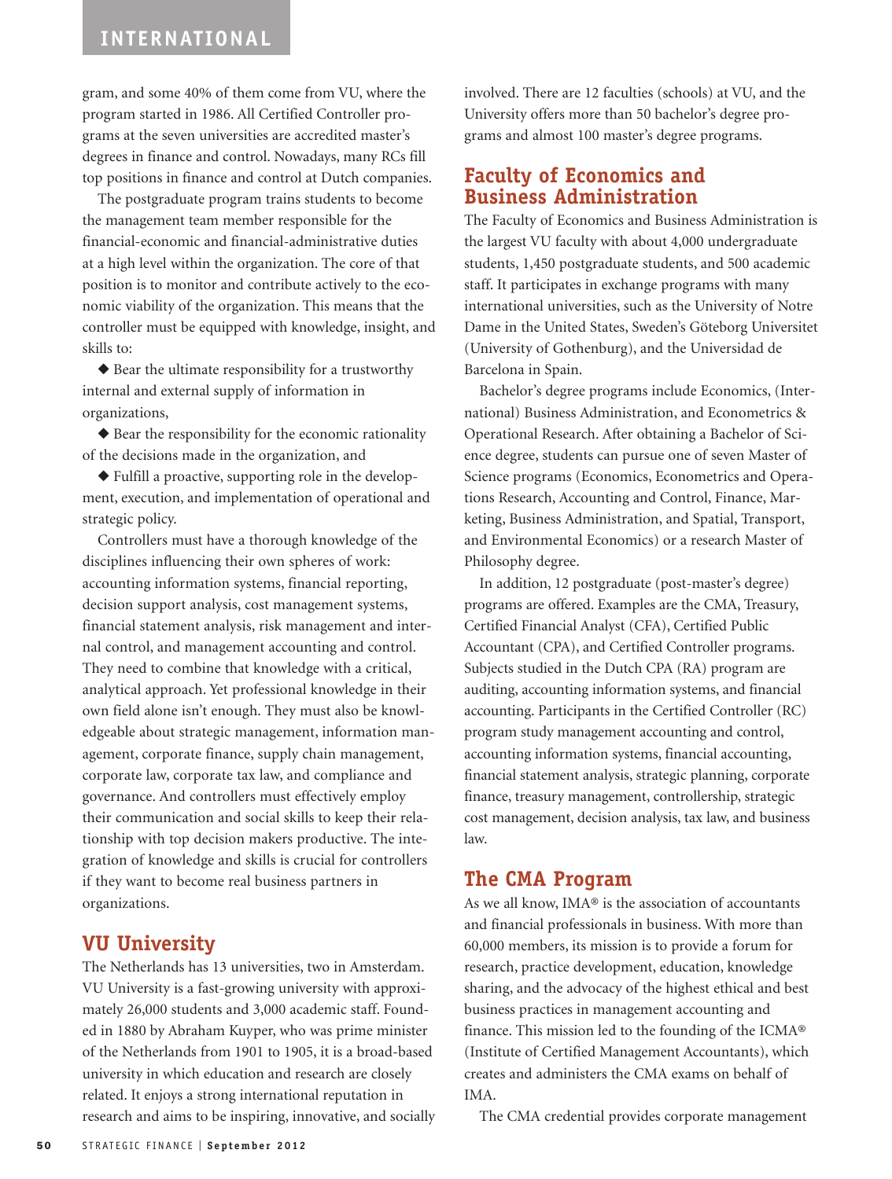gram, and some 40% of them come from VU, where the program started in 1986. All Certified Controller programs at the seven universities are accredited master's degrees in finance and control. Nowadays, many RCs fill top positions in finance and control at Dutch companies.

The postgraduate program trains students to become the management team member responsible for the financial-economic and financial-administrative duties at a high level within the organization. The core of that position is to monitor and contribute actively to the economic viability of the organization. This means that the controller must be equipped with knowledge, insight, and skills to:

- Bear the ultimate responsibility for a trustworthy internal and external supply of information in organizations,
- Bear the responsibility for the economic rationality of the decisions made in the organization, and
- Fulfill a proactive, supporting role in the development, execution, and implementation of operational and strategic policy.

Controllers must have a thorough knowledge of the disciplines influencing their own spheres of work: accounting information systems, financial reporting, decision support analysis, cost management systems, financial statement analysis, risk management and internal control, and management accounting and control. They need to combine that knowledge with a critical, analytical approach. Yet professional knowledge in their own field alone isn't enough. They must also be knowledgeable about strategic management, information management, corporate finance, supply chain management, corporate law, corporate tax law, and compliance and governance. And controllers must effectively employ their communication and social skills to keep their relationship with top decision makers productive. The integration of knowledge and skills is crucial for controllers if they want to become real business partners in organizations.

## VU University

The Netherlands has 13 universities, two in Amsterdam. VU University is a fast-growing university with approximately 26,000 students and 3,000 academic staff. Founded in 1880 by Abraham Kuyper, who was prime minister of the Netherlands from 1901 to 1905, it is a broad-based university in which education and research are closely related. It enjoys a strong international reputation in research and aims to be inspiring, innovative, and socially involved. There are 12 faculties (schools) at VU, and the University offers more than 50 bachelor's degree programs and almost 100 master's degree programs.

## Faculty of Economics and Business Administration

The Faculty of Economics and Business Administration is the largest VU faculty with about 4,000 undergraduate students, 1,450 postgraduate students, and 500 academic staff. It participates in exchange programs with many international universities, such as the University of Notre Dame in the United States, Sweden's Göteborg Universitet (University of Gothenburg), and the Universidad de Barcelona in Spain.

Bachelor's degree programs include Economics, (International) Business Administration, and Econometrics & Operational Research. After obtaining a Bachelor of Science degree, students can pursue one of seven Master of Science programs (Economics, Econometrics and Operations Research, Accounting and Control, Finance, Marketing, Business Administration, and Spatial, Transport, and Environmental Economics) or a research Master of Philosophy degree.

In addition, 12 postgraduate (post-master's degree) programs are offered. Examples are the CMA, Treasury, Certified Financial Analyst (CFA), Certified Public Accountant (CPA), and Certified Controller programs. Subjects studied in the Dutch CPA (RA) program are auditing, accounting information systems, and financial accounting. Participants in the Certified Controller (RC) program study management accounting and control, accounting information systems, financial accounting, financial statement analysis, strategic planning, corporate finance, treasury management, controllership, strategic cost management, decision analysis, tax law, and business law.

## The CMA Program

As we all know, IMA® is the association of accountants and financial professionals in business. With more than 60,000 members, its mission is to provide a forum for research, practice development, education, knowledge sharing, and the advocacy of the highest ethical and best business practices in management accounting and finance. This mission led to the founding of the ICMA® (Institute of Certified Management Accountants), which creates and administers the CMA exams on behalf of IMA.

The CMA credential provides corporate management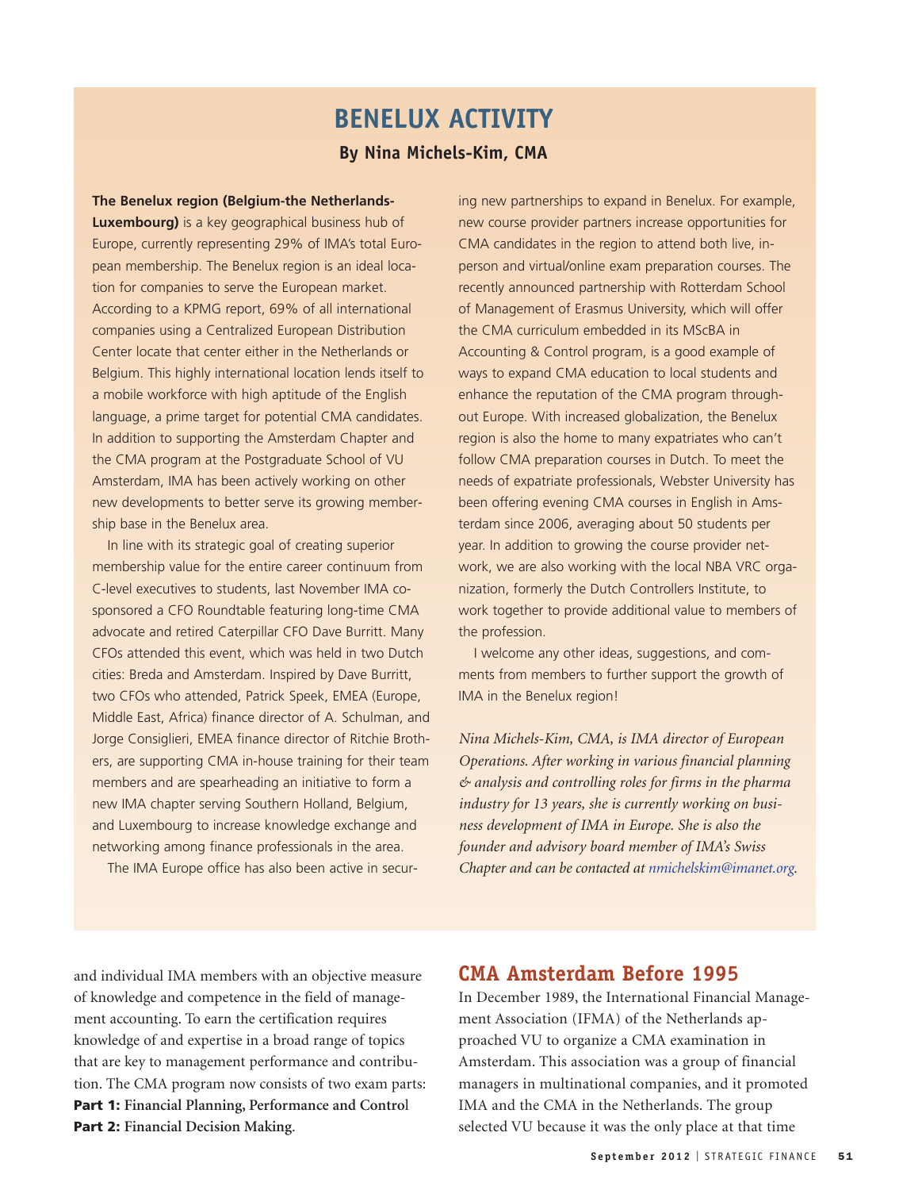## BENELUX ACTIVITY

**By Nina Michels-Kim, CMA**

**The Benelux region (Belgium-the Netherlands-Luxembourg)** is a key geographical business hub of Europe, currently representing 29% of IMA's total European membership. The Benelux region is an ideal location for companies to serve the European market. According to a KPMG report, 69% of all international companies using a Centralized European Distribution Center locate that center either in the Netherlands or Belgium. This highly international location lends itself to a mobile workforce with high aptitude of the English language, a prime target for potential CMA candidates. In addition to supporting the Amsterdam Chapter and the CMA program at the Postgraduate School of VU Amsterdam, IMA has been actively working on other new developments to better serve its growing membership base in the Benelux area.

In line with its strategic goal of creating superior membership value for the entire career continuum from C-level executives to students, last November IMA cosponsored a CFO Roundtable featuring long-time CMA advocate and retired Caterpillar CFO Dave Burritt. Many CFOs attended this event, which was held in two Dutch cities: Breda and Amsterdam. Inspired by Dave Burritt, two CFOs who attended, Patrick Speek, EMEA (Europe, Middle East, Africa) finance director of A. Schulman, and Jorge Consiglieri, EMEA finance director of Ritchie Brothers, are supporting CMA in-house training for their team members and are spearheading an initiative to form a new IMA chapter serving Southern Holland, Belgium, and Luxembourg to increase knowledge exchange and networking among finance professionals in the area.

The IMA Europe office has also been active in securing new partnerships to expand in Benelux. For example, new course provider partners increase opportunities for CMA candidates in the region to attend both live, in-person and virtual/online exam preparation courses. The recently announced partnership with Rotterdam School of Management of Erasmus University, which will offer the CMA curriculum embedded in its MScBA in Accounting & Control program, is a good example of ways to expand CMA education to local students and enhance the reputation of the CMA program throughout Europe. With increased globalization, the Benelux region is also the home to many expatriates who can't follow CMA preparation courses in Dutch. To meet the needs of expatriate professionals, Webster University has been offering evening CMA courses in English in Amsterdam since 2006, averaging about 50 students per year. In addition to growing the course provider network, we are also working with the local NBA VRC organization, formerly the Dutch Controllers Institute, to work together to provide additional value to members of the profession.

I welcome any other ideas, suggestions, and comments from members to further support the growth of IMA in the Benelux region!

*Nina Michels-Kim, CMA, is IMA director of European Operations. After working in various financial planning & analysis and controlling roles for firms in the pharma industry for 13 years, she is currently working on business development of IMA in Europe. She is also the founder and advisory board member of IMA's Swiss Chapter and can be contacted at nmichelskim@imanet.org.*

and individual IMA members with an objective measure of knowledge and competence in the field of management accounting. To earn the certification requires knowledge of and expertise in a broad range of topics that are key to management performance and contribution. The CMA program now consists of two exam parts:

**Part 1: Financial Planning, Performance and Control**
**Part 2: Financial Decision Making.**

## CMA Amsterdam Before 1995

In December 1989, the International Financial Management Association (IFMA) of the Netherlands approached VU to organize a CMA examination in Amsterdam. This association was a group of financial managers in multinational companies, and it promoted IMA and the CMA in the Netherlands. The group selected VU because it was the only place at that time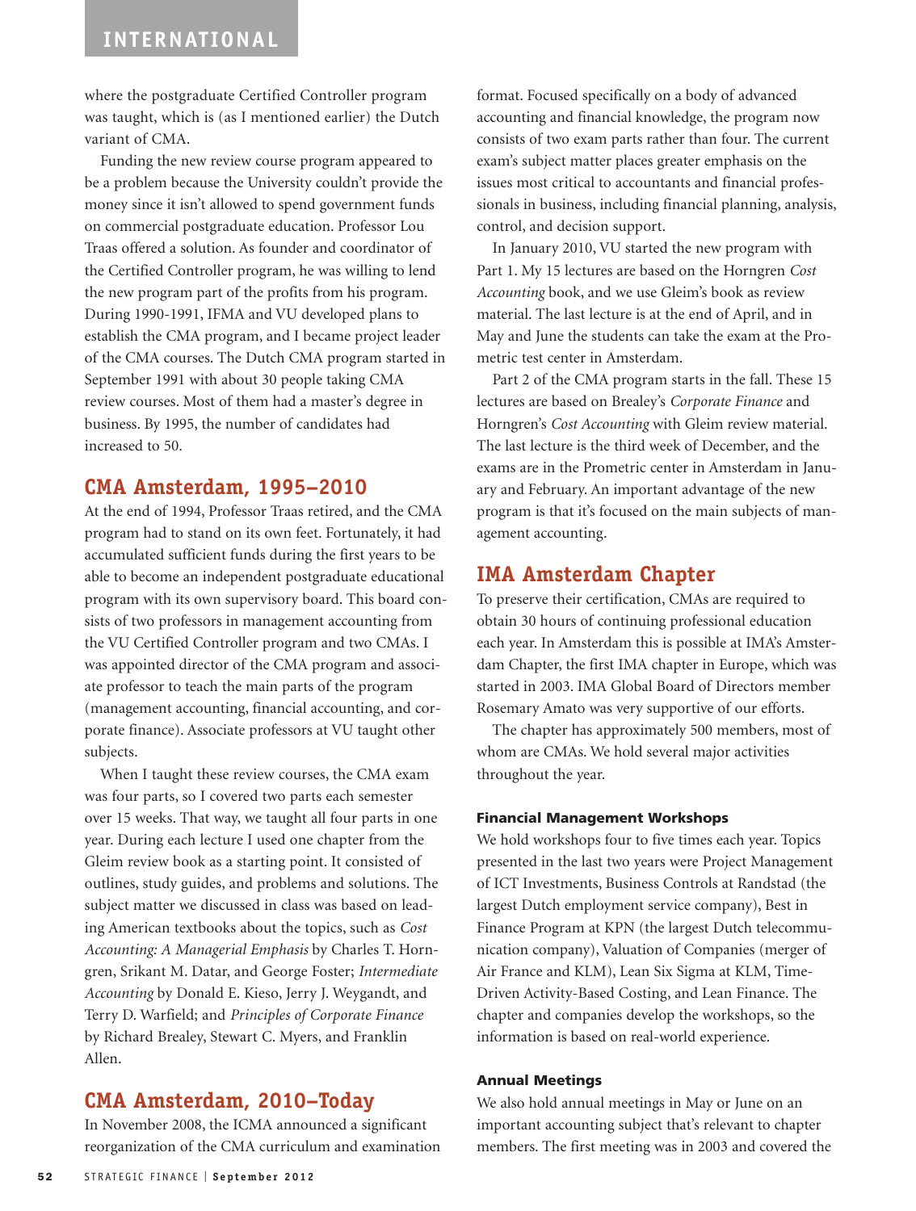where the postgraduate Certified Controller program was taught, which is (as I mentioned earlier) the Dutch variant of CMA.

Funding the new review course program appeared to be a problem because the University couldn't provide the money since it isn't allowed to spend government funds on commercial postgraduate education. Professor Lou Traas offered a solution. As founder and coordinator of the Certified Controller program, he was willing to lend the new program part of the profits from his program. During 1990-1991, IFMA and VU developed plans to establish the CMA program, and I became project leader of the CMA courses. The Dutch CMA program started in September 1991 with about 30 people taking CMA review courses. Most of them had a master's degree in business. By 1995, the number of candidates had increased to 50.

## CMA Amsterdam, 1995–2010

At the end of 1994, Professor Traas retired, and the CMA program had to stand on its own feet. Fortunately, it had accumulated sufficient funds during the first years to be able to become an independent postgraduate educational program with its own supervisory board. This board consists of two professors in management accounting from the VU Certified Controller program and two CMAs. I was appointed director of the CMA program and associate professor to teach the main parts of the program (management accounting, financial accounting, and corporate finance). Associate professors at VU taught other subjects.

When I taught these review courses, the CMA exam was four parts, so I covered two parts each semester over 15 weeks. That way, we taught all four parts in one year. During each lecture I used one chapter from the Gleim review book as a starting point. It consisted of outlines, study guides, and problems and solutions. The subject matter we discussed in class was based on leading American textbooks about the topics, such as *Cost Accounting: A Managerial Emphasis* by Charles T. Horngren, Srikant M. Datar, and George Foster; *Intermediate Accounting* by Donald E. Kieso, Jerry J. Weygandt, and Terry D. Warfield; and *Principles of Corporate Finance* by Richard Brealey, Stewart C. Myers, and Franklin Allen.

## CMA Amsterdam, 2010–Today

In November 2008, the ICMA announced a significant reorganization of the CMA curriculum and examination format. Focused specifically on a body of advanced accounting and financial knowledge, the program now consists of two exam parts rather than four. The current exam's subject matter places greater emphasis on the issues most critical to accountants and financial professionals in business, including financial planning, analysis, control, and decision support.

In January 2010, VU started the new program with Part 1. My 15 lectures are based on the Horngren *Cost Accounting* book, and we use Gleim's book as review material. The last lecture is at the end of April, and in May and June the students can take the exam at the Prometric test center in Amsterdam.

Part 2 of the CMA program starts in the fall. These 15 lectures are based on Brealey's *Corporate Finance* and Horngren's *Cost Accounting* with Gleim review material. The last lecture is the third week of December, and the exams are in the Prometric center in Amsterdam in January and February. An important advantage of the new program is that it's focused on the main subjects of management accounting.

## IMA Amsterdam Chapter

To preserve their certification, CMAs are required to obtain 30 hours of continuing professional education each year. In Amsterdam this is possible at IMA's Amsterdam Chapter, the first IMA chapter in Europe, which was started in 2003. IMA Global Board of Directors member Rosemary Amato was very supportive of our efforts.

The chapter has approximately 500 members, most of whom are CMAs. We hold several major activities throughout the year.

### Financial Management Workshops

We hold workshops four to five times each year. Topics presented in the last two years were Project Management of ICT Investments, Business Controls at Randstad (the largest Dutch employment service company), Best in Finance Program at KPN (the largest Dutch telecommunication company), Valuation of Companies (merger of Air France and KLM), Lean Six Sigma at KLM, Time-Driven Activity-Based Costing, and Lean Finance. The chapter and companies develop the workshops, so the information is based on real-world experience.

### Annual Meetings

We also hold annual meetings in May or June on an important accounting subject that's relevant to chapter members. The first meeting was in 2003 and covered the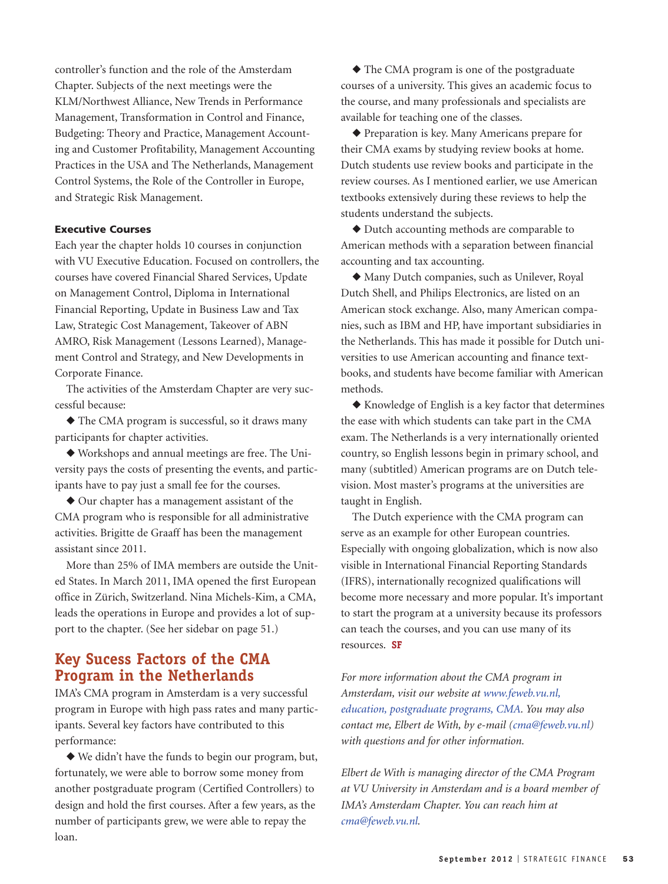controller's function and the role of the Amsterdam Chapter. Subjects of the next meetings were the KLM/Northwest Alliance, New Trends in Performance Management, Transformation in Control and Finance, Budgeting: Theory and Practice, Management Accounting and Customer Profitability, Management Accounting Practices in the USA and The Netherlands, Management Control Systems, the Role of the Controller in Europe, and Strategic Risk Management.

### Executive Courses

Each year the chapter holds 10 courses in conjunction with VU Executive Education. Focused on controllers, the courses have covered Financial Shared Services, Update on Management Control, Diploma in International Financial Reporting, Update in Business Law and Tax Law, Strategic Cost Management, Takeover of ABN AMRO, Risk Management (Lessons Learned), Management Control and Strategy, and New Developments in Corporate Finance.

The activities of the Amsterdam Chapter are very successful because:

◆ The CMA program is successful, so it draws many participants for chapter activities.

◆ Workshops and annual meetings are free. The University pays the costs of presenting the events, and participants have to pay just a small fee for the courses.

◆ Our chapter has a management assistant of the CMA program who is responsible for all administrative activities. Brigitte de Graaff has been the management assistant since 2011.

More than 25% of IMA members are outside the United States. In March 2011, IMA opened the first European office in Zürich, Switzerland. Nina Michels-Kim, a CMA, leads the operations in Europe and provides a lot of support to the chapter. (See her sidebar on page 51.)

## Key Sucess Factors of the CMA Program in the Netherlands

IMA's CMA program in Amsterdam is a very successful program in Europe with high pass rates and many participants. Several key factors have contributed to this performance:

◆ We didn't have the funds to begin our program, but, fortunately, we were able to borrow some money from another postgraduate program (Certified Controllers) to design and hold the first courses. After a few years, as the number of participants grew, we were able to repay the loan.

◆ The CMA program is one of the postgraduate courses of a university. This gives an academic focus to the course, and many professionals and specialists are available for teaching one of the classes.

◆ Preparation is key. Many Americans prepare for their CMA exams by studying review books at home. Dutch students use review books and participate in the review courses. As I mentioned earlier, we use American textbooks extensively during these reviews to help the students understand the subjects.

◆ Dutch accounting methods are comparable to American methods with a separation between financial accounting and tax accounting.

◆ Many Dutch companies, such as Unilever, Royal Dutch Shell, and Philips Electronics, are listed on an American stock exchange. Also, many American companies, such as IBM and HP, have important subsidiaries in the Netherlands. This has made it possible for Dutch universities to use American accounting and finance textbooks, and students have become familiar with American methods.

◆ Knowledge of English is a key factor that determines the ease with which students can take part in the CMA exam. The Netherlands is a very internationally oriented country, so English lessons begin in primary school, and many (subtitled) American programs are on Dutch television. Most master's programs at the universities are taught in English.

The Dutch experience with the CMA program can serve as an example for other European countries. Especially with ongoing globalization, which is now also visible in International Financial Reporting Standards (IFRS), internationally recognized qualifications will become more necessary and more popular. It's important to start the program at a university because its professors can teach the courses, and you can use many of its resources. **SF**

*For more information about the CMA program in Amsterdam, visit our website at www.feweb.vu.nl, education, postgraduate programs, CMA. You may also contact me, Elbert de With, by e-mail (cma@feweb.vu.nl) with questions and for other information.*

*Elbert de With is managing director of the CMA Program at VU University in Amsterdam and is a board member of IMA's Amsterdam Chapter. You can reach him at cma@feweb.vu.nl.*